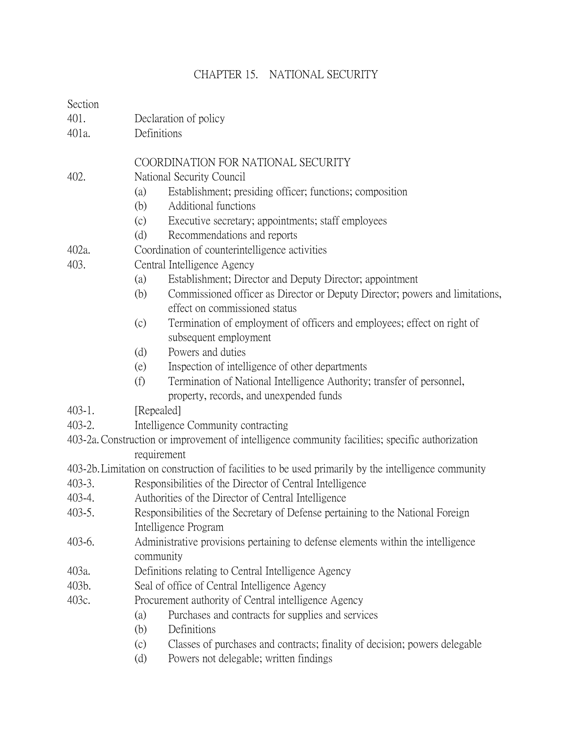# CHAPTER 15. NATIONAL SECURITY

Section

401. Declaration of policy

401a. Definitions

## COORDINATION FOR NATIONAL SECURITY

402. National Security Council
   - (a) Establishment; presiding officer; functions; composition
   - (b) Additional functions
   - (c) Executive secretary; appointments; staff employees
   - (d) Recommendations and reports

402a. Coordination of counterintelligence activities

403. Central Intelligence Agency
   - (a) Establishment; Director and Deputy Director; appointment
   - (b) Commissioned officer as Director or Deputy Director; powers and limitations, effect on commissioned status
   - (c) Termination of employment of officers and employees; effect on right of subsequent employment
   - (d) Powers and duties
   - (e) Inspection of intelligence of other departments
   - (f) Termination of National Intelligence Authority; transfer of personnel, property, records, and unexpended funds

403-1. [Repealed]

403-2. Intelligence Community contracting

403-2a. Construction or improvement of intelligence community facilities; specific authorization requirement

403-2b. Limitation on construction of facilities to be used primarily by the intelligence community

403-3. Responsibilities of the Director of Central Intelligence

403-4. Authorities of the Director of Central Intelligence

403-5. Responsibilities of the Secretary of Defense pertaining to the National Foreign Intelligence Program

403-6. Administrative provisions pertaining to defense elements within the intelligence community

403a. Definitions relating to Central Intelligence Agency

403b. Seal of office of Central Intelligence Agency

403c. Procurement authority of Central intelligence Agency
   - (a) Purchases and contracts for supplies and services
   - (b) Definitions
   - (c) Classes of purchases and contracts; finality of decision; powers delegable
   - (d) Powers not delegable; written findings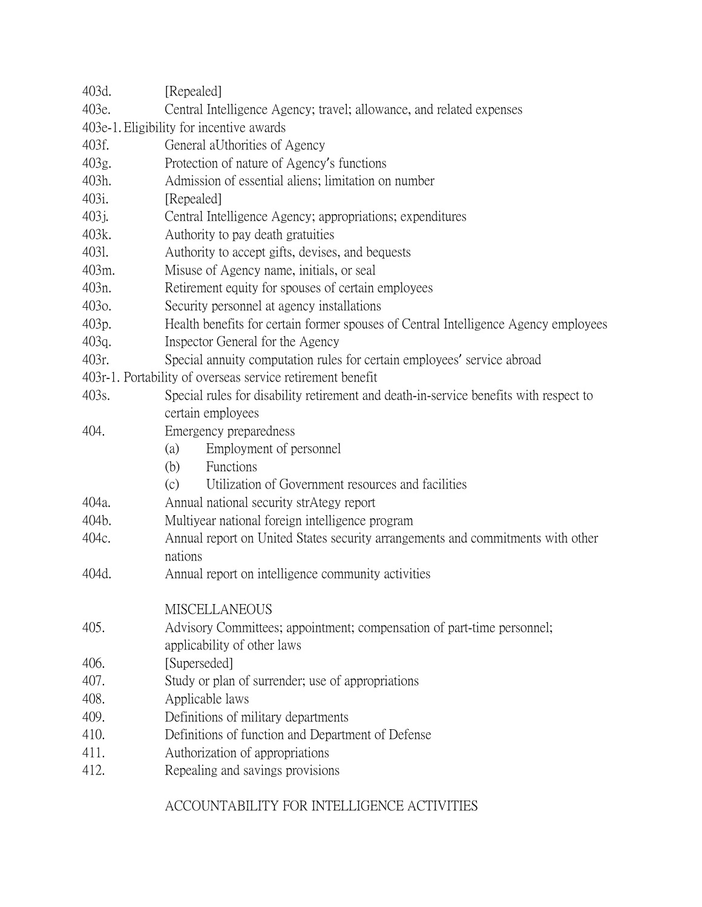403d. [Repealed]
403e. Central Intelligence Agency; travel; allowance, and related expenses
403e-1. Eligibility for incentive awards
403f. General aUthorities of Agency
403g. Protection of nature of Agency's functions
403h. Admission of essential aliens; limitation on number
403i. [Repealed]
403j. Central Intelligence Agency; appropriations; expenditures
403k. Authority to pay death gratuities
403l. Authority to accept gifts, devises, and bequests
403m. Misuse of Agency name, initials, or seal
403n. Retirement equity for spouses of certain employees
403o. Security personnel at agency installations
403p. Health benefits for certain former spouses of Central Intelligence Agency employees
403q. Inspector General for the Agency
403r. Special annuity computation rules for certain employees' service abroad
403r-1. Portability of overseas service retirement benefit
403s. Special rules for disability retirement and death-in-service benefits with respect to certain employees
404. Emergency preparedness
  (a) Employment of personnel
  (b) Functions
  (c) Utilization of Government resources and facilities
404a. Annual national security strAtegy report
404b. Multiyear national foreign intelligence program
404c. Annual report on United States security arrangements and commitments with other nations
404d. Annual report on intelligence community activities

MISCELLANEOUS

405. Advisory Committees; appointment; compensation of part-time personnel; applicability of other laws
406. [Superseded]
407. Study or plan of surrender; use of appropriations
408. Applicable laws
409. Definitions of military departments
410. Definitions of function and Department of Defense
411. Authorization of appropriations
412. Repealing and savings provisions

ACCOUNTABILITY FOR INTELLIGENCE ACTIVITIES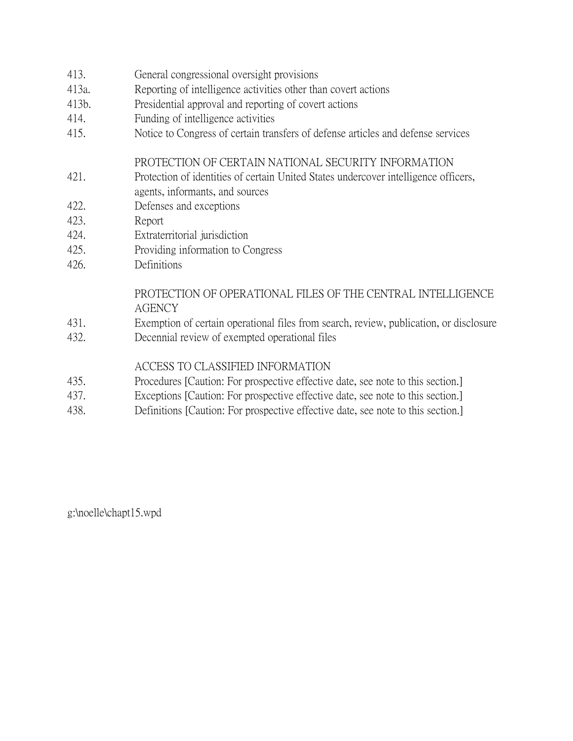| | |
|---|---|
| 413. | General congressional oversight provisions |
| 413a. | Reporting of intelligence activities other than covert actions |
| 413b. | Presidential approval and reporting of covert actions |
| 414. | Funding of intelligence activities |
| 415. | Notice to Congress of certain transfers of defense articles and defense services |

PROTECTION OF CERTAIN NATIONAL SECURITY INFORMATION

| | |
|---|---|
| 421. | Protection of identities of certain United States undercover intelligence officers, agents, informants, and sources |
| 422. | Defenses and exceptions |
| 423. | Report |
| 424. | Extraterritorial jurisdiction |
| 425. | Providing information to Congress |
| 426. | Definitions |

PROTECTION OF OPERATIONAL FILES OF THE CENTRAL INTELLIGENCE AGENCY

| | |
|---|---|
| 431. | Exemption of certain operational files from search, review, publication, or disclosure |
| 432. | Decennial review of exempted operational files |

ACCESS TO CLASSIFIED INFORMATION

| | |
|---|---|
| 435. | Procedures [Caution: For prospective effective date, see note to this section.] |
| 437. | Exceptions [Caution: For prospective effective date, see note to this section.] |
| 438. | Definitions [Caution: For prospective effective date, see note to this section.] |

g:\noelle\chapt15.wpd